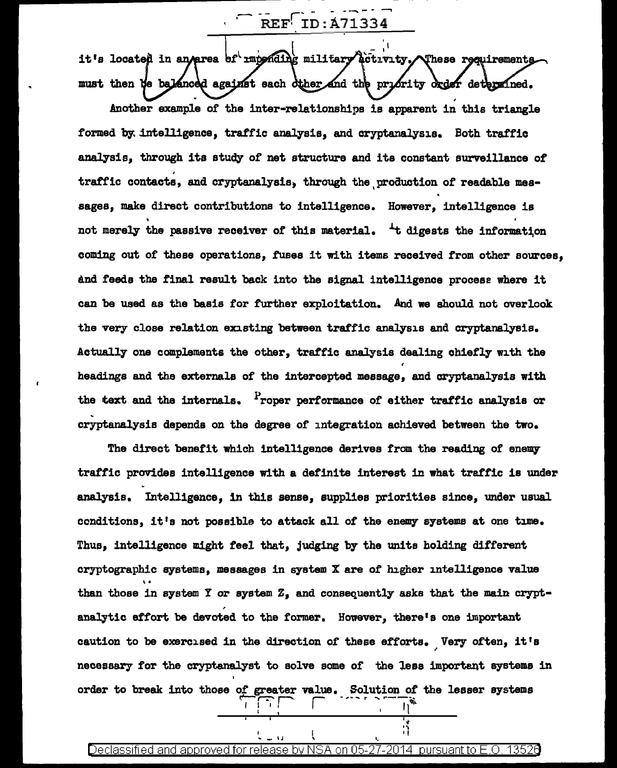it's located in an area of impending military activity. These requirements must then be balanced against each other and the priority order determined.

Another example of the inter-relationships is apparent in this triangle formed by intelligence, traffic analysis, and cryptanalysis. Both traffic analysis, through its study of net structure and its constant surveillance of traffic contacts, and cryptanalysis, through the production of readable messages, make direct contributions to intelligence. However, intelligence is not merely the passive receiver of this material. It digests the information coming out of these operations, fuses it with items received from other sources, and feeds the final result back into the signal intelligence process where it can be used as the basis for further exploitation. And we should not overlook the very close relation existing between traffic analysis and cryptanalysis. Actually one complements the other, traffic analysis dealing chiefly with the headings and the externals of the intercepted message, and cryptanalysis with the text and the internals. Proper performance of either traffic analysis or cryptanalysis depends on the degree of integration achieved between the two.

The direct benefit which intelligence derives from the reading of enemy traffic provides intelligence with a definite interest in what traffic is under analysis. Intelligence, in this sense, supplies priorities since, under usual conditions, it's not possible to attack all of the enemy systems at one time. Thus, intelligence might feel that, judging by the units holding different cryptographic systems, messages in system X are of higher intelligence value than those in system Y or system Z, and consequently asks that the main cryptanalytic effort be devoted to the former. However, there's one important caution to be exercised in the direction of these efforts. Very often, it's necessary for the cryptanalyst to solve some of the less important systems in order to break into those of greater value. Solution of the lesser systems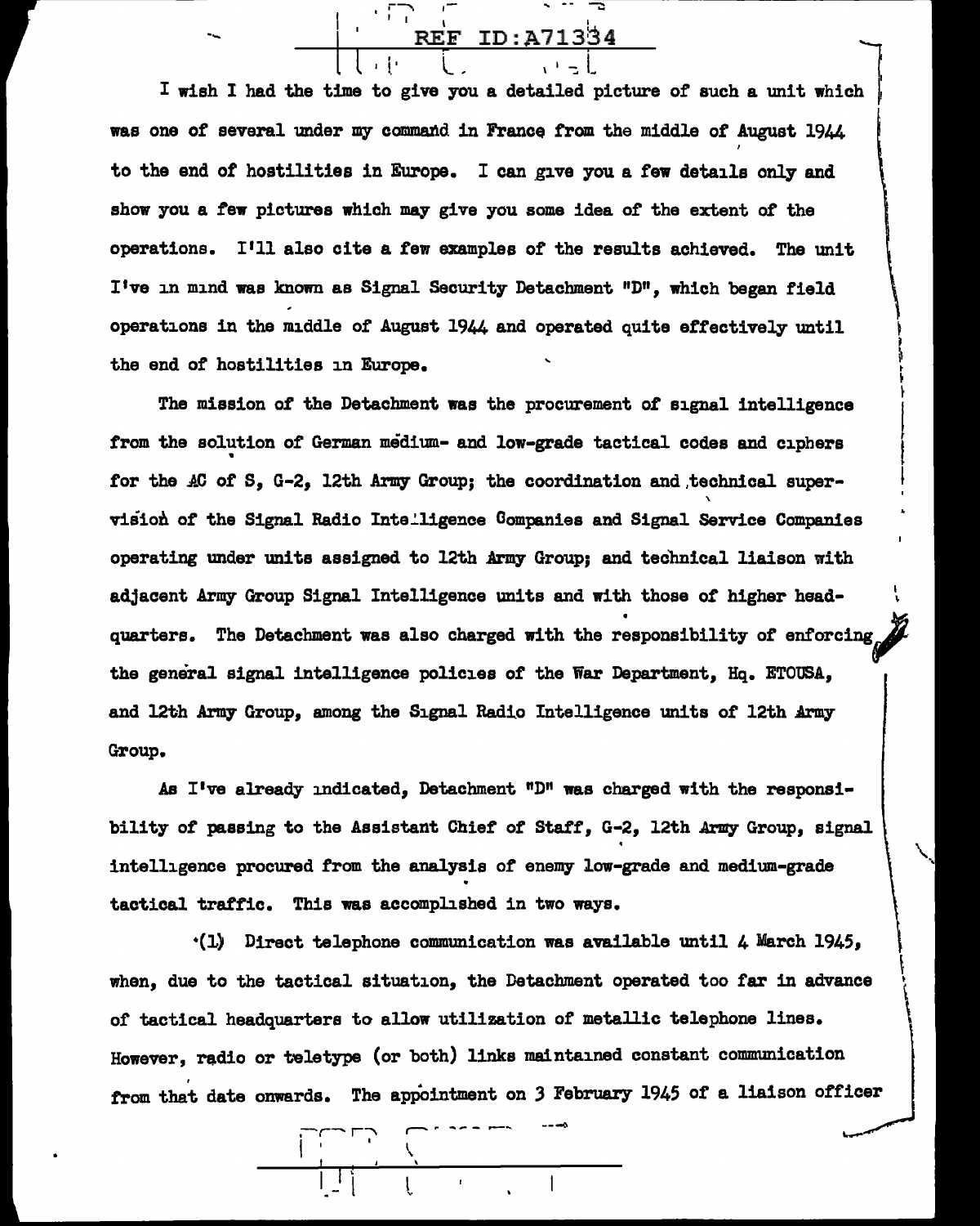I wish I had the time to give you a detailed picture of such a unit which was one of several under my command in France from the middle of August 1944 to the end of hostilities in Europe. I can give you a few details only and show you a few pictures which may give you some idea of the extent of the operations. I'll also cite a few examples of the results achieved. The unit I've in mind was known as Signal Security Detachment "D", which began field operations in the middle of August 1944 and operated quite effectively until the end of hostilities in Europe.

The mission of the Detachment was the procurement of signal intelligence from the solution of German medium- and low-grade tactical codes and ciphers for the AC of S, G-2, 12th Army Group; the coordination and technical supervision of the Signal Radio Intelligence Companies and Signal Service Companies operating under units assigned to 12th Army Group; and technical liaison with adjacent Army Group Signal Intelligence units and with those of higher headquarters. The Detachment was also charged with the responsibility of enforcing the general signal intelligence policies of the War Department, Hq. ETOUSA, and 12th Army Group, among the Signal Radio Intelligence units of 12th Army Group.

As I've already indicated, Detachment "D" was charged with the responsibility of passing to the Assistant Chief of Staff, G-2, 12th Army Group, signal intelligence procured from the analysis of enemy low-grade and medium-grade tactical traffic. This was accomplished in two ways.

(1) Direct telephone communication was available until 4 March 1945, when, due to the tactical situation, the Detachment operated too far in advance of tactical headquarters to allow utilization of metallic telephone lines. However, radio or teletype (or both) links maintained constant communication from that date onwards. The appointment on 3 February 1945 of a liaison officer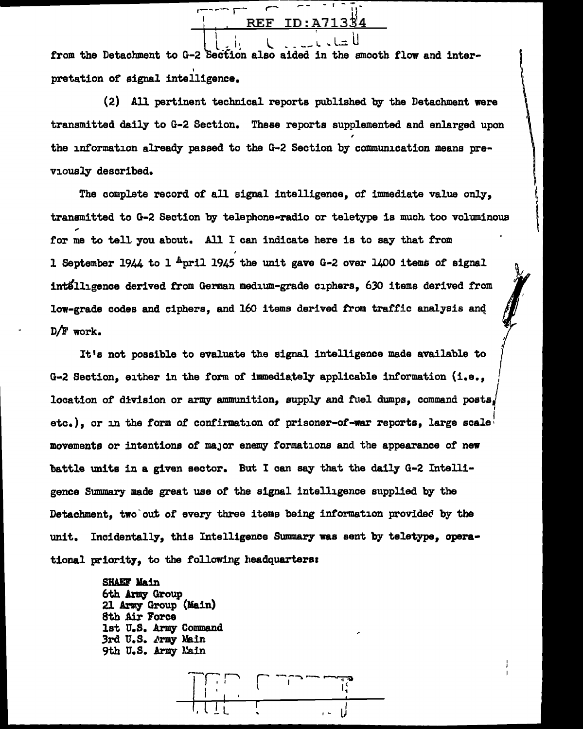from the Detachment to G-2 Section also aided in the smooth flow and interpretation of signal intelligence.

(2) All pertinent technical reports published by the Detachment were transmitted daily to G-2 Section. These reports supplemented and enlarged upon the information already passed to the G-2 Section by communication means previously described.

The complete record of all signal intelligence, of immediate value only, transmitted to G-2 Section by telephone-radio or teletype is much too voluminous for me to tell you about. All I can indicate here is to say that from 1 September 1944 to 1 April 1945 the unit gave G-2 over 1400 items of signal intelligence derived from German medium-grade ciphers, 630 items derived from low-grade codes and ciphers, and 160 items derived from traffic analysis and D/F work.

It's not possible to evaluate the signal intelligence made available to G-2 Section, either in the form of immediately applicable information (i.e., location of division or army ammunition, supply and fuel dumps, command posts, etc.), or in the form of confirmation of prisoner-of-war reports, large scale movements or intentions of major enemy formations and the appearance of new battle units in a given sector. But I can say that the daily G-2 Intelligence Summary made great use of the signal intelligence supplied by the Detachment, two out of every three items being information provided by the unit. Incidentally, this Intelligence Summary was sent by teletype, operational priority, to the following headquarters:

SHAEF Main
6th Army Group
21 Army Group (Main)
8th Air Force
1st U.S. Army Command
3rd U.S. Army Main
9th U.S. Army Main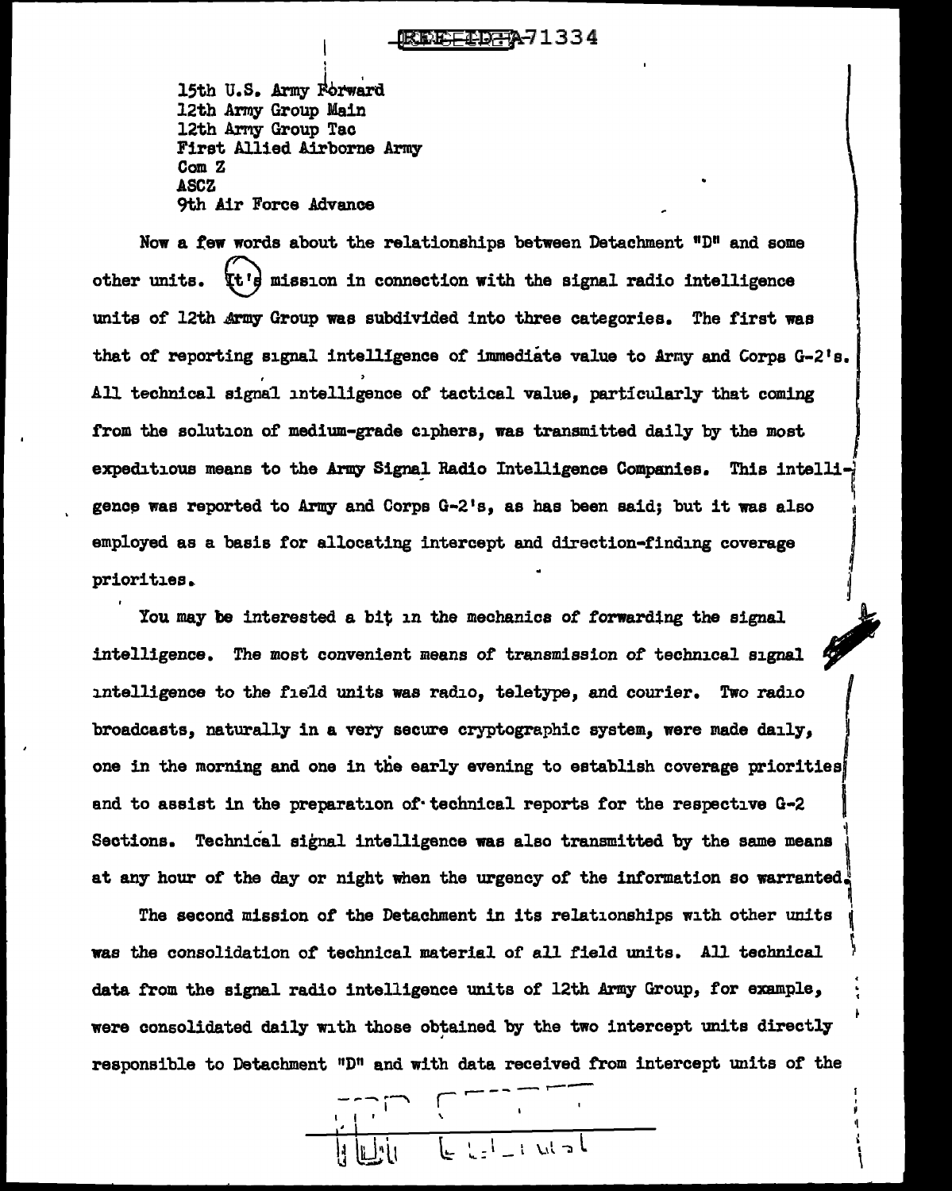15th U.S. Army Forward
12th Army Group Main
12th Army Group Tac
First Allied Airborne Army
Com Z
ASCZ
9th Air Force Advance

Now a few words about the relationships between Detachment "D" and some other units. It's mission in connection with the signal radio intelligence units of 12th Army Group was subdivided into three categories. The first was that of reporting signal intelligence of immediate value to Army and Corps G-2's. All technical signal intelligence of tactical value, particularly that coming from the solution of medium-grade ciphers, was transmitted daily by the most expeditious means to the Army Signal Radio Intelligence Companies. This intelligence was reported to Army and Corps G-2's, as has been said; but it was also employed as a basis for allocating intercept and direction-finding coverage priorities.

You may be interested a bit in the mechanics of forwarding the signal intelligence. The most convenient means of transmission of technical signal intelligence to the field units was radio, teletype, and courier. Two radio broadcasts, naturally in a very secure cryptographic system, were made daily, one in the morning and one in the early evening to establish coverage priorities and to assist in the preparation of technical reports for the respective G-2 Sections. Technical signal intelligence was also transmitted by the same means at any hour of the day or night when the urgency of the information so warranted.

The second mission of the Detachment in its relationships with other units was the consolidation of technical material of all field units. All technical data from the signal radio intelligence units of 12th Army Group, for example, were consolidated daily with those obtained by the two intercept units directly responsible to Detachment "D" and with data received from intercept units of the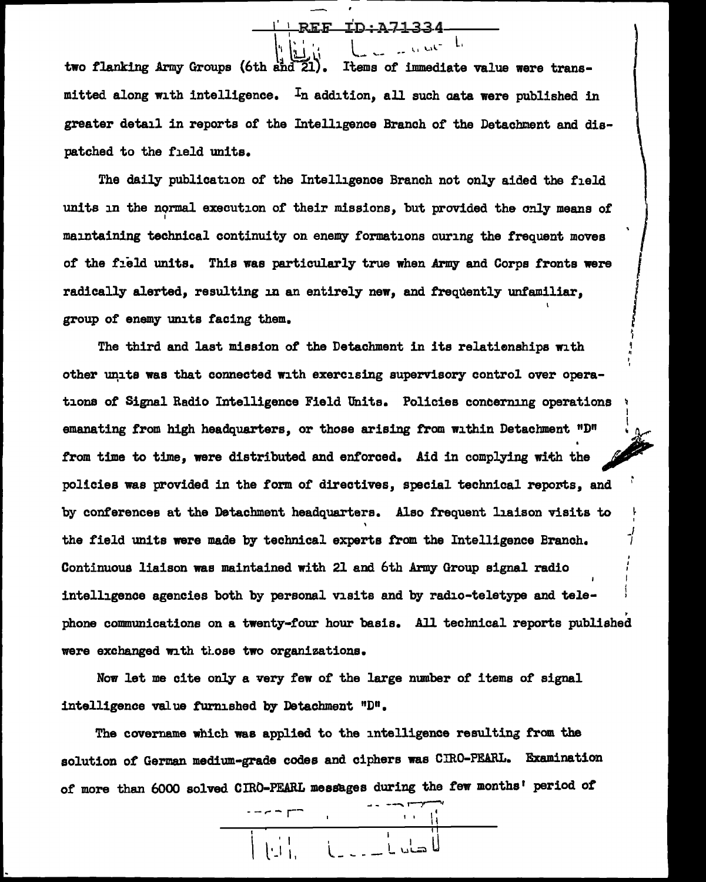two flanking Army Groups (6th and 21). Items of immediate value were transmitted along with intelligence. In addition, all such data were published in greater detail in reports of the Intelligence Branch of the Detachment and dispatched to the field units.

The daily publication of the Intelligence Branch not only aided the field units in the normal execution of their missions, but provided the only means of maintaining technical continuity on enemy formations during the frequent moves of the field units. This was particularly true when Army and Corps fronts were radically alerted, resulting in an entirely new, and frequently unfamiliar, group of enemy units facing them.

The third and last mission of the Detachment in its relationships with other units was that connected with exercising supervisory control over operations of Signal Radio Intelligence Field Units. Policies concerning operations emanating from high headquarters, or those arising from within Detachment "D" from time to time, were distributed and enforced. Aid in complying with the policies was provided in the form of directives, special technical reports, and by conferences at the Detachment headquarters. Also frequent liaison visits to the field units were made by technical experts from the Intelligence Branch. Continuous liaison was maintained with 21 and 6th Army Group signal radio intelligence agencies both by personal visits and by radio-teletype and telephone communications on a twenty-four hour basis. All technical reports published were exchanged with those two organizations.

Now let me cite only a very few of the large number of items of signal intelligence value furnished by Detachment "D".

The covername which was applied to the intelligence resulting from the solution of German medium-grade codes and ciphers was CIRO-PEARL. Examination of more than 6000 solved CIRO-PEARL messages during the few months' period of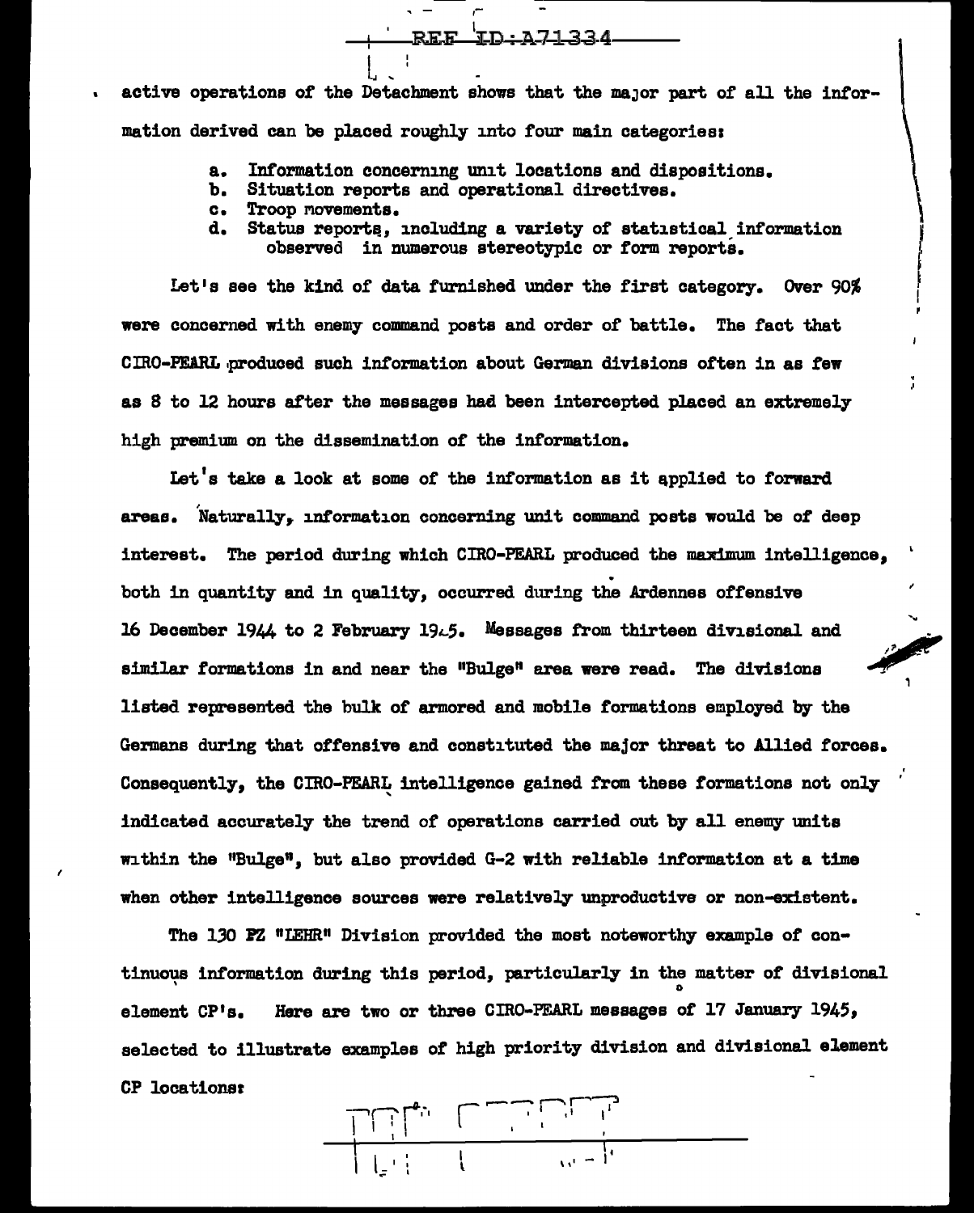active operations of the Detachment shows that the major part of all the information derived can be placed roughly into four main categories:

- a. Information concerning unit locations and dispositions.
- b. Situation reports and operational directives.
- c. Troop movements.
- d. Status reports, including a variety of statistical information observed in numerous stereotypic or form reports.

Let's see the kind of data furnished under the first category. Over 90% were concerned with enemy command posts and order of battle. The fact that CIRO-PEARL produced such information about German divisions often in as few as 8 to 12 hours after the messages had been intercepted placed an extremely high premium on the dissemination of the information.

Let's take a look at some of the information as it applied to forward areas. Naturally, information concerning unit command posts would be of deep interest. The period during which CIRO-PEARL produced the maximum intelligence, both in quantity and in quality, occurred during the Ardennes offensive 16 December 1944 to 2 February 1945. Messages from thirteen divisional and similar formations in and near the "Bulge" area were read. The divisions listed represented the bulk of armored and mobile formations employed by the Germans during that offensive and constituted the major threat to Allied forces. Consequently, the CIRO-PEARL intelligence gained from these formations not only indicated accurately the trend of operations carried out by all enemy units within the "Bulge", but also provided G-2 with reliable information at a time when other intelligence sources were relatively unproductive or non-existent.

The 130 PZ "LEHR" Division provided the most noteworthy example of continuous information during this period, particularly in the matter of divisional element CP's. Here are two or three CIRO-PEARL messages of 17 January 1945, selected to illustrate examples of high priority division and divisional element CP locations: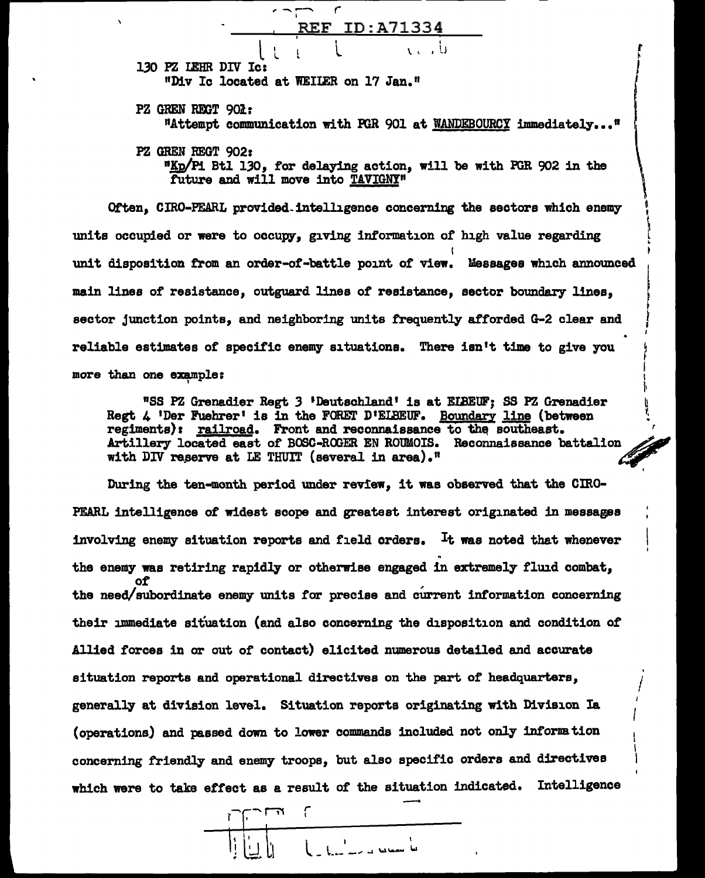130 PZ LEHR DIV Ic:
"Div Ic located at WEILER on 17 Jan."

PZ GREN REGT 901:
"Attempt communication with PGR 901 at WANDEBOURCY immediately..."

PZ GREN REGT 902:
"Kp/Pi Btl 130, for delaying action, will be with PGR 902 in the future and will move into TAVIGNY"

Often, CIRO-PEARL provided intelligence concerning the sectors which enemy units occupied or were to occupy, giving information of high value regarding unit disposition from an order-of-battle point of view. Messages which announced main lines of resistance, outguard lines of resistance, sector boundary lines, sector junction points, and neighboring units frequently afforded G-2 clear and reliable estimates of specific enemy situations. There isn't time to give you more than one example:

> "SS PZ Grenadier Regt 3 'Deutschland' is at ELBEUF; SS PZ Grenadier Regt 4 'Der Fuehrer' is in the FORET D'ELBEUF. Boundary line (between regiments): railroad. Front and reconnaissance to the southeast. Artillery located east of BOSC-ROGER EN ROUMOIS. Reconnaissance battalion with DIV reserve at LE THUIT (several in area)."

During the ten-month period under review, it was observed that the CIRO-PEARL intelligence of widest scope and greatest interest originated in messages involving enemy situation reports and field orders. It was noted that whenever the enemy was retiring rapidly or otherwise engaged in extremely fluid combat, the need of subordinate enemy units for precise and current information concerning their immediate situation (and also concerning the disposition and condition of Allied forces in or out of contact) elicited numerous detailed and accurate situation reports and operational directives on the part of headquarters, generally at division level. Situation reports originating with Division Ia (operations) and passed down to lower commands included not only information concerning friendly and enemy troops, but also specific orders and directives which were to take effect as a result of the situation indicated. Intelligence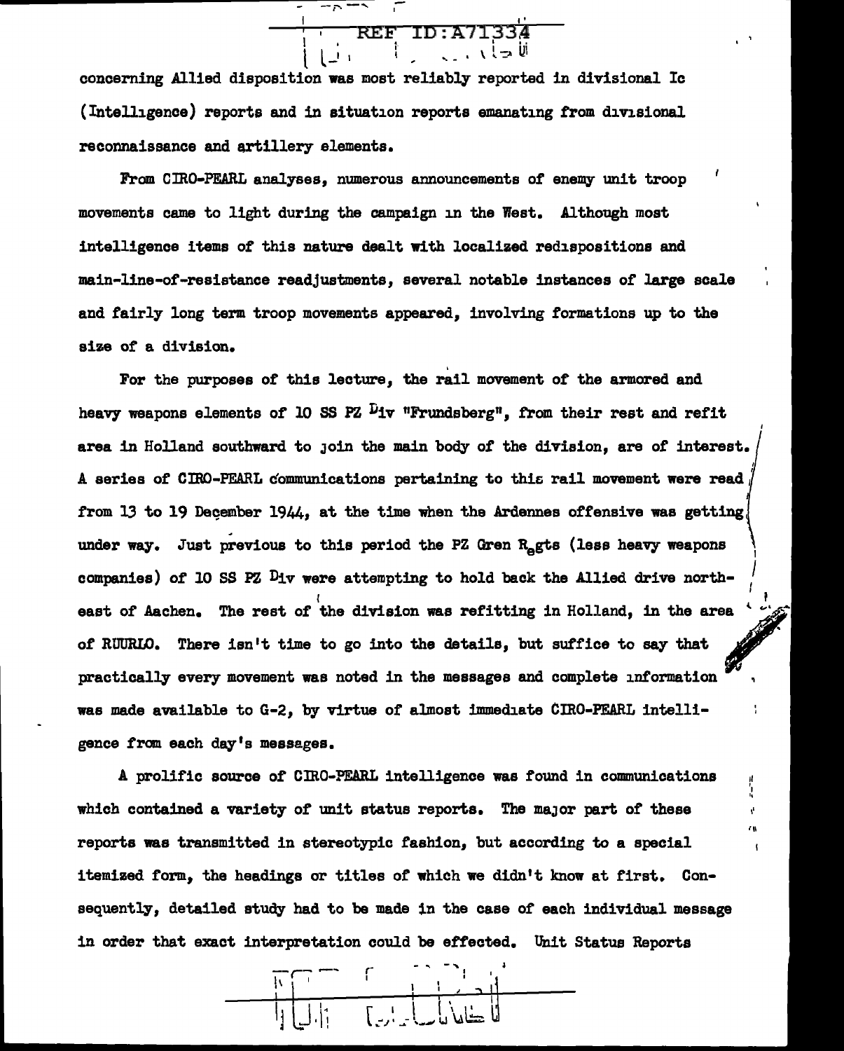concerning Allied disposition was most reliably reported in divisional Ic (Intelligence) reports and in situation reports emanating from divisional reconnaissance and artillery elements.

From CIRO-PEARL analyses, numerous announcements of enemy unit troop movements came to light during the campaign in the West. Although most intelligence items of this nature dealt with localized redispositions and main-line-of-resistance readjustments, several notable instances of large scale and fairly long term troop movements appeared, involving formations up to the size of a division.

For the purposes of this lecture, the rail movement of the armored and heavy weapons elements of 10 SS PZ Div "Frundsberg", from their rest and refit area in Holland southward to join the main body of the division, are of interest. A series of CIRO-PEARL communications pertaining to this rail movement were read from 13 to 19 December 1944, at the time when the Ardennes offensive was getting under way. Just previous to this period the PZ Gren Rgts (less heavy weapons companies) of 10 SS PZ Div were attempting to hold back the Allied drive northeast of Aachen. The rest of the division was refitting in Holland, in the area of RUURLO. There isn't time to go into the details, but suffice to say that practically every movement was noted in the messages and complete information was made available to G-2, by virtue of almost immediate CIRO-PEARL intelligence from each day's messages.

A prolific source of CIRO-PEARL intelligence was found in communications which contained a variety of unit status reports. The major part of these reports was transmitted in stereotypic fashion, but according to a special itemized form, the headings or titles of which we didn't know at first. Consequently, detailed study had to be made in the case of each individual message in order that exact interpretation could be effected. Unit Status Reports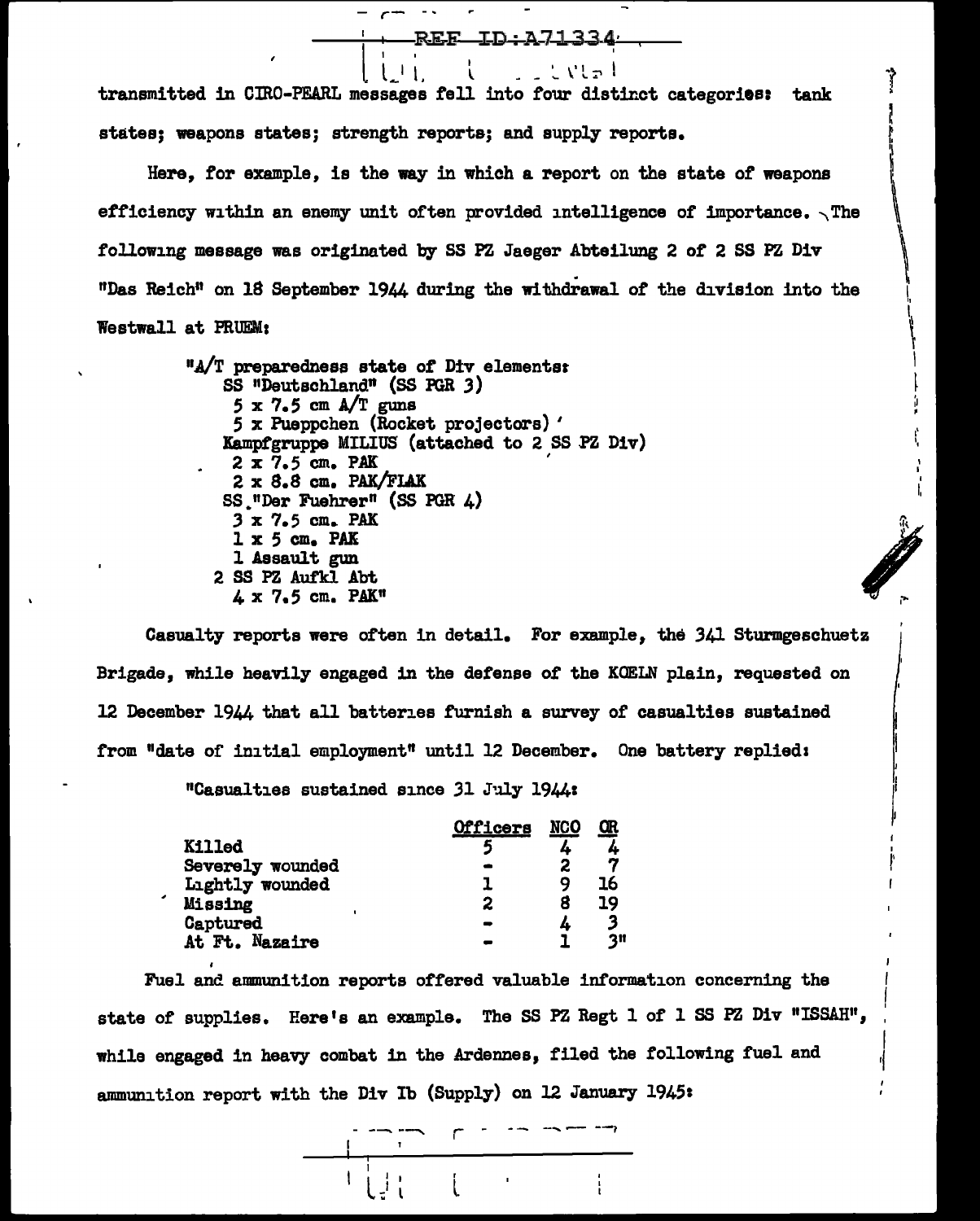transmitted in CIRO-PEARL messages fell into four distinct categories: tank states; weapons states; strength reports; and supply reports.

Here, for example, is the way in which a report on the state of weapons efficiency within an enemy unit often provided intelligence of importance. The following message was originated by SS PZ Jaeger Abteilung 2 of 2 SS PZ Div "Das Reich" on 18 September 1944 during the withdrawal of the division into the Westwall at PRUEM:

> "A/T preparedness state of Div elements:
> SS "Deutschland" (SS PGR 3)
> 5 x 7.5 cm A/T guns
> 5 x Pueppchen (Rocket projectors)
> Kampfgruppe MILIUS (attached to 2 SS PZ Div)
> 2 x 7.5 cm. PAK
> 2 x 8.8 cm. PAK/FLAK
> SS "Der Fuehrer" (SS PGR 4)
> 3 x 7.5 cm. PAK
> 1 x 5 cm. PAK
> 1 Assault gun
> 2 SS PZ Aufkl Abt
> 4 x 7.5 cm. PAK"

Casualty reports were often in detail. For example, the 341 Sturmgeschuetz Brigade, while heavily engaged in the defense of the KOELN plain, requested on 12 December 1944 that all batteries furnish a survey of casualties sustained from "date of initial employment" until 12 December. One battery replied:

"Casualties sustained since 31 July 1944:

| | Officers | NCO | OR |
|---|---|---|---|
| Killed | 5 | 4 | 4 |
| Severely wounded | - | 2 | 7 |
| Lightly wounded | 1 | 9 | 16 |
| Missing | 2 | 8 | 19 |
| Captured | - | 4 | 3 |
| At Ft. Nazaire | - | 1 | 3" |

Fuel and ammunition reports offered valuable information concerning the state of supplies. Here's an example. The SS PZ Regt 1 of 1 SS PZ Div "ISSAH", while engaged in heavy combat in the Ardennes, filed the following fuel and ammunition report with the Div Ib (Supply) on 12 January 1945: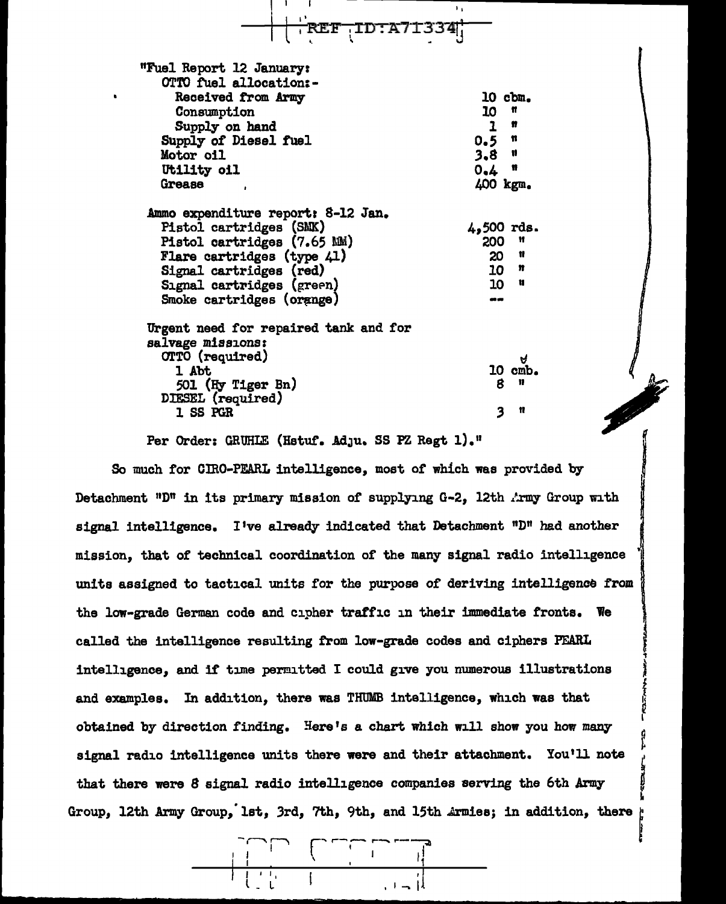"Fuel Report 12 January:

| | |
|---|---|
| OTTO fuel allocation:- | |
| Received from Army | 10 cbm. |
| Consumption | 10 " |
| Supply on hand | 1 " |
| Supply of Diesel fuel | 0.5 " |
| Motor oil | 3.8 " |
| Utility oil | 0.4 " |
| Grease | 400 kgm. |

| | |
|---|---|
| Ammo expenditure report: 8-12 Jan. | |
| Pistol cartridges (SMK) | 4,500 rds. |
| Pistol cartridges (7.65 MM) | 200 " |
| Flare cartridges (type 41) | 20 " |
| Signal cartridges (red) | 10 " |
| Signal cartridges (green) | 10 " |
| Smoke cartridges (orange) | -- |

| | |
|---|---|
| Urgent need for repaired tank and for salvage missions: | |
| OTTO (required) | |
| 1 Abt | 10 cmb. |
| 501 (Hy Tiger Bn) | 8 " |
| DIESEL (required) | |
| 1 SS PGR | 3 " |

Per Order: GRUHLE (Hstuf. Adju. SS PZ Regt 1)."

So much for CIRO-PEARL intelligence, most of which was provided by Detachment "D" in its primary mission of supplying G-2, 12th Army Group with signal intelligence. I've already indicated that Detachment "D" had another mission, that of technical coordination of the many signal radio intelligence units assigned to tactical units for the purpose of deriving intelligence from the low-grade German code and cipher traffic in their immediate fronts. We called the intelligence resulting from low-grade codes and ciphers PEARL intelligence, and if time permitted I could give you numerous illustrations and examples. In addition, there was THUMB intelligence, which was that obtained by direction finding. Here's a chart which will show you how many signal radio intelligence units there were and their attachment. You'll note that there were 8 signal radio intelligence companies serving the 6th Army Group, 12th Army Group, 1st, 3rd, 7th, 9th, and 15th Armies; in addition, there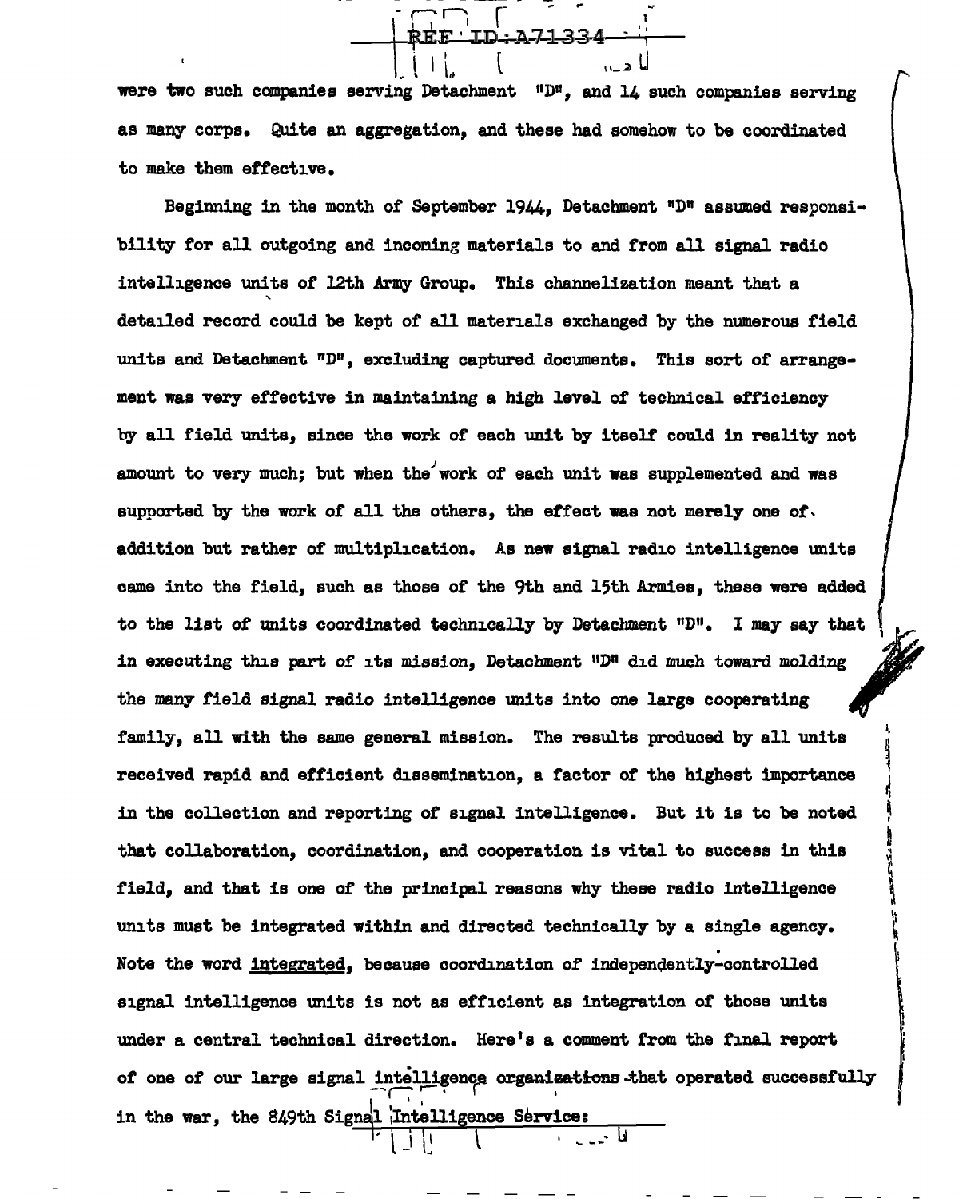were two such companies serving Detachment "D", and 14 such companies serving as many corps. Quite an aggregation, and these had somehow to be coordinated to make them effective.

Beginning in the month of September 1944, Detachment "D" assumed responsibility for all outgoing and incoming materials to and from all signal radio intelligence units of 12th Army Group. This channelization meant that a detailed record could be kept of all materials exchanged by the numerous field units and Detachment "D", excluding captured documents. This sort of arrangement was very effective in maintaining a high level of technical efficiency by all field units, since the work of each unit by itself could in reality not amount to very much; but when the work of each unit was supplemented and was supported by the work of all the others, the effect was not merely one of addition but rather of multiplication. As new signal radio intelligence units came into the field, such as those of the 9th and 15th Armies, these were added to the list of units coordinated technically by Detachment "D". I may say that in executing this part of its mission, Detachment "D" did much toward molding the many field signal radio intelligence units into one large cooperating family, all with the same general mission. The results produced by all units received rapid and efficient dissemination, a factor of the highest importance in the collection and reporting of signal intelligence. But it is to be noted that collaboration, coordination, and cooperation is vital to success in this field, and that is one of the principal reasons why these radio intelligence units must be integrated within and directed technically by a single agency. Note the word integrated, because coordination of independently-controlled signal intelligence units is not as efficient as integration of those units under a central technical direction. Here's a comment from the final report of one of our large signal intelligence organizations that operated successfully in the war, the 849th Signal Intelligence Service: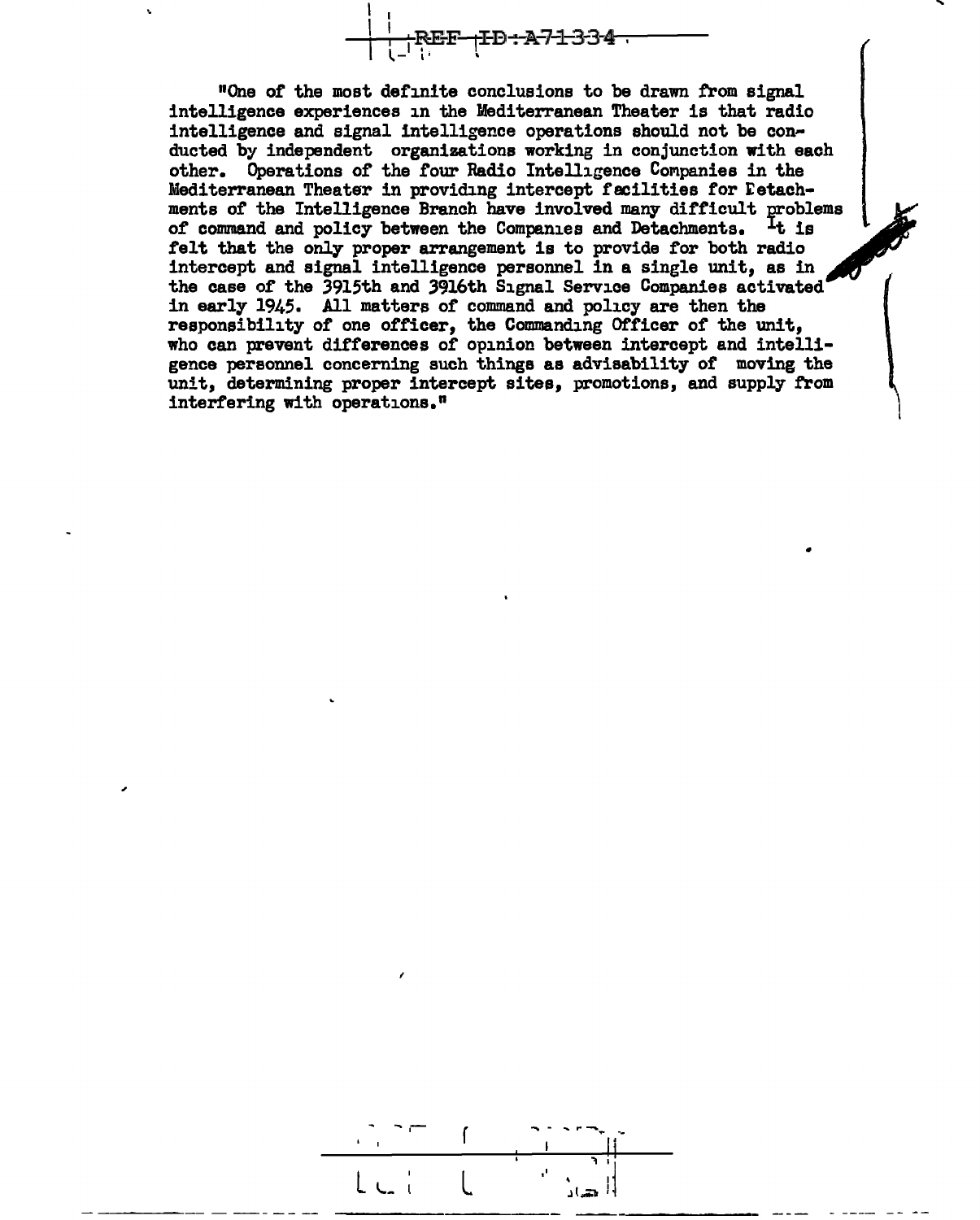"One of the most definite conclusions to be drawn from signal intelligence experiences in the Mediterranean Theater is that radio intelligence and signal intelligence operations should not be conducted by independent organizations working in conjunction with each other. Operations of the four Radio Intelligence Companies in the Mediterranean Theater in providing intercept facilities for Detachments of the Intelligence Branch have involved many difficult problems of command and policy between the Companies and Detachments. It is felt that the only proper arrangement is to provide for both radio intercept and signal intelligence personnel in a single unit, as in the case of the 3915th and 3916th Signal Service Companies activated in early 1945. All matters of command and policy are then the responsibility of one officer, the Commanding Officer of the unit, who can prevent differences of opinion between intercept and intelligence personnel concerning such things as advisability of moving the unit, determining proper intercept sites, promotions, and supply from interfering with operations."